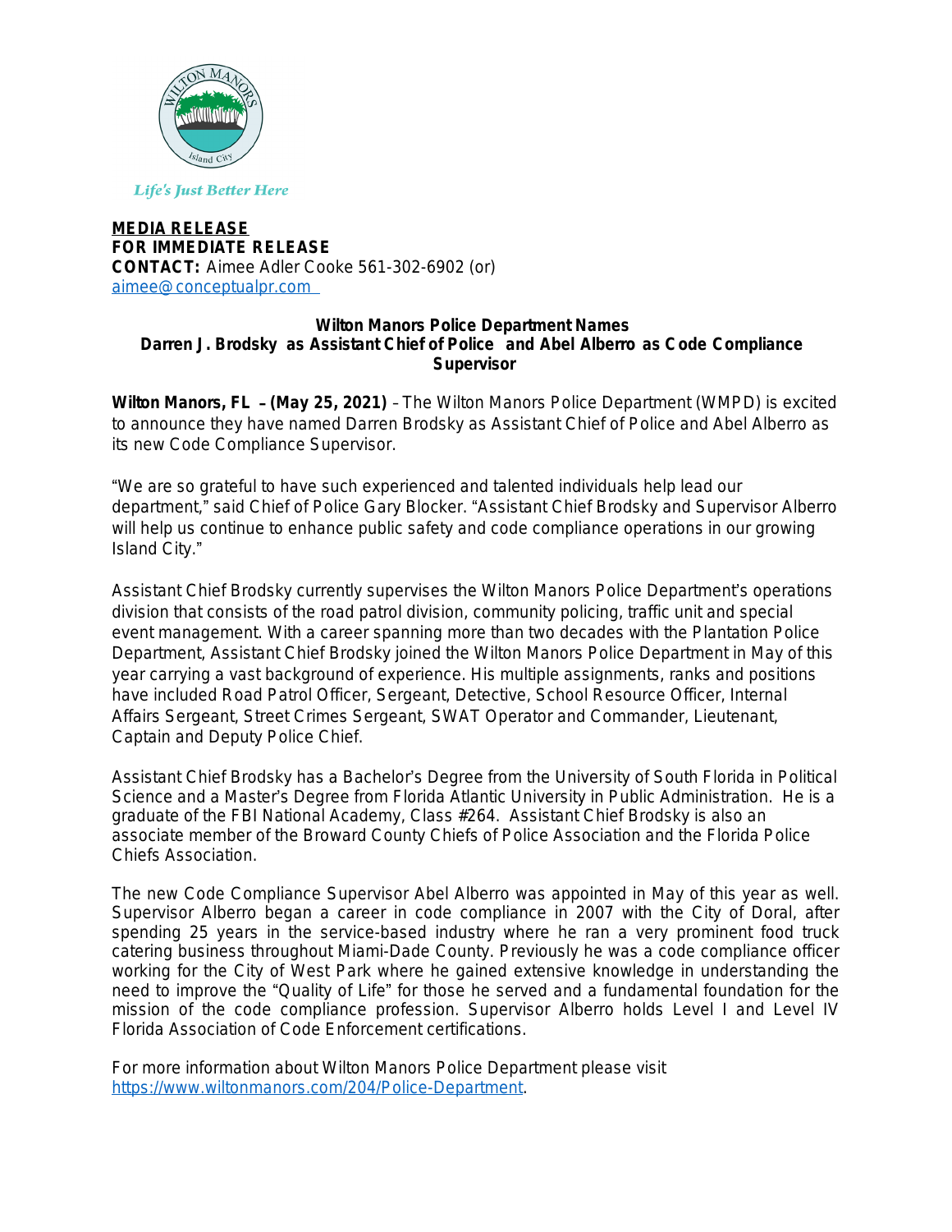*Life's Just Better Here*

**MEDIA RELEASE**
**FOR IMMEDIATE RELEASE**
**CONTACT:** Aimee Adler Cooke 561-302-6902 (or)
aimee@conceptualpr.com

## Wilton Manors Police Department Names Darren J. Brodsky as Assistant Chief of Police and Abel Alberro as Code Compliance Supervisor

**Wilton Manors, FL – (May 25, 2021)** – The Wilton Manors Police Department (WMPD) is excited to announce they have named Darren Brodsky as Assistant Chief of Police and Abel Alberro as its new Code Compliance Supervisor.

"We are so grateful to have such experienced and talented individuals help lead our department," said Chief of Police Gary Blocker. "Assistant Chief Brodsky and Supervisor Alberro will help us continue to enhance public safety and code compliance operations in our growing Island City."

Assistant Chief Brodsky currently supervises the Wilton Manors Police Department's operations division that consists of the road patrol division, community policing, traffic unit and special event management. With a career spanning more than two decades with the Plantation Police Department, Assistant Chief Brodsky joined the Wilton Manors Police Department in May of this year carrying a vast background of experience. His multiple assignments, ranks and positions have included Road Patrol Officer, Sergeant, Detective, School Resource Officer, Internal Affairs Sergeant, Street Crimes Sergeant, SWAT Operator and Commander, Lieutenant, Captain and Deputy Police Chief.

Assistant Chief Brodsky has a Bachelor's Degree from the University of South Florida in Political Science and a Master's Degree from Florida Atlantic University in Public Administration. He is a graduate of the FBI National Academy, Class #264. Assistant Chief Brodsky is also an associate member of the Broward County Chiefs of Police Association and the Florida Police Chiefs Association.

The new Code Compliance Supervisor Abel Alberro was appointed in May of this year as well. Supervisor Alberro began a career in code compliance in 2007 with the City of Doral, after spending 25 years in the service-based industry where he ran a very prominent food truck catering business throughout Miami-Dade County. Previously he was a code compliance officer working for the City of West Park where he gained extensive knowledge in understanding the need to improve the "Quality of Life" for those he served and a fundamental foundation for the mission of the code compliance profession. Supervisor Alberro holds Level I and Level IV Florida Association of Code Enforcement certifications.

For more information about Wilton Manors Police Department please visit https://www.wiltonmanors.com/204/Police-Department.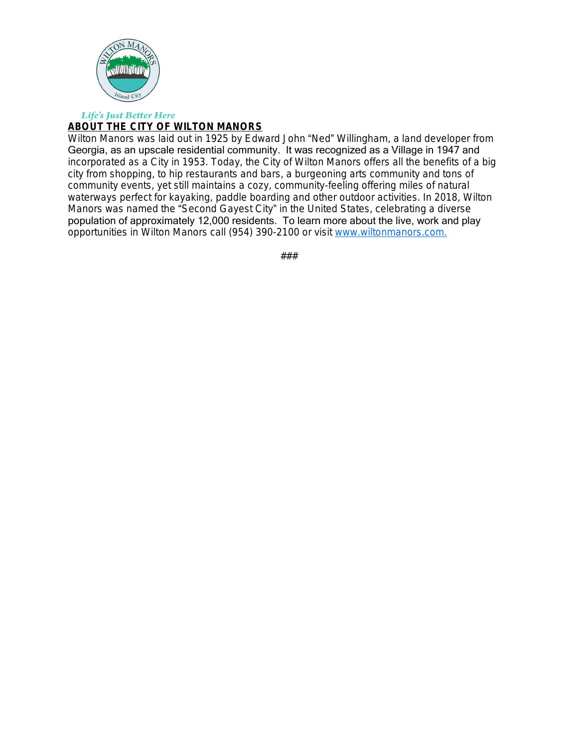*Life's Just Better Here*

**ABOUT THE CITY OF WILTON MANORS**

Wilton Manors was laid out in 1925 by Edward John "Ned" Willingham, a land developer from Georgia, as an upscale residential community. It was recognized as a Village in 1947 and incorporated as a City in 1953. Today, the City of Wilton Manors offers all the benefits of a big city from shopping, to hip restaurants and bars, a burgeoning arts community and tons of community events, yet still maintains a cozy, community-feeling offering miles of natural waterways perfect for kayaking, paddle boarding and other outdoor activities. In 2018, Wilton Manors was named the "Second Gayest City" in the United States, celebrating a diverse population of approximately 12,000 residents. To learn more about the live, work and play opportunities in Wilton Manors call (954) 390-2100 or visit [www.wiltonmanors.com.](http://www.wiltonmanors.com)

###